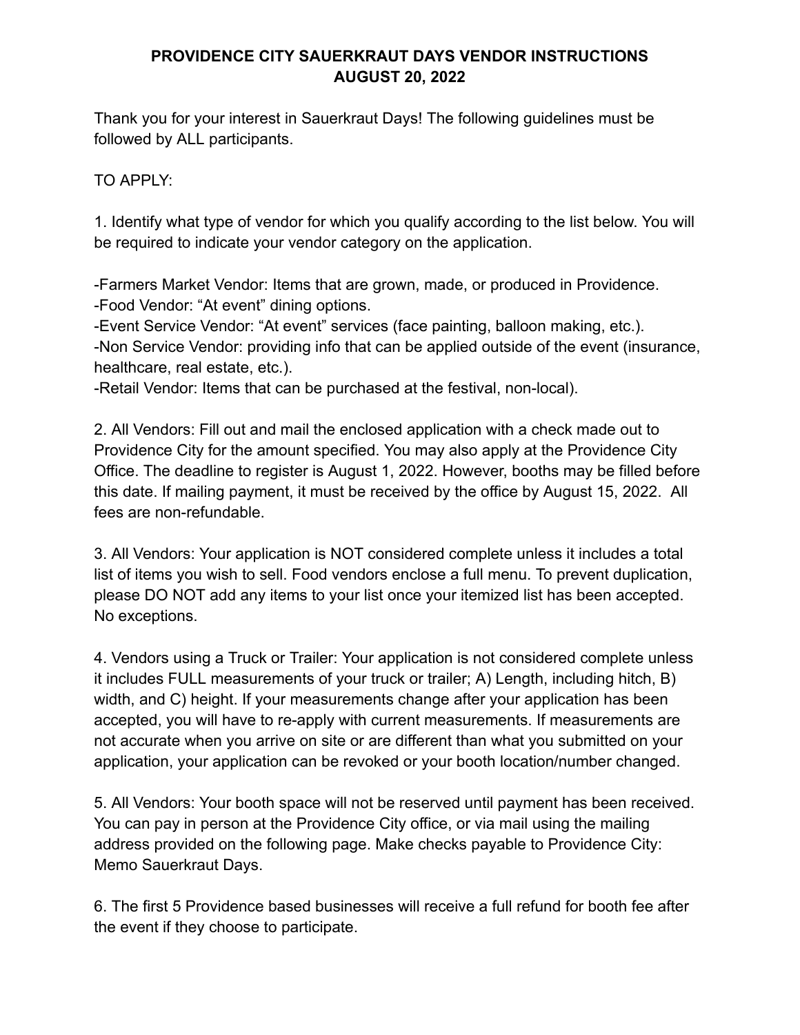# PROVIDENCE CITY SAUERKRAUT DAYS VENDOR INSTRUCTIONS
# AUGUST 20, 2022

Thank you for your interest in Sauerkraut Days! The following guidelines must be followed by ALL participants.

TO APPLY:

1. Identify what type of vendor for which you qualify according to the list below. You will be required to indicate your vendor category on the application.

-Farmers Market Vendor: Items that are grown, made, or produced in Providence.
-Food Vendor: "At event" dining options.
-Event Service Vendor: "At event" services (face painting, balloon making, etc.).
-Non Service Vendor: providing info that can be applied outside of the event (insurance, healthcare, real estate, etc.).
-Retail Vendor: Items that can be purchased at the festival, non-local).

2. All Vendors: Fill out and mail the enclosed application with a check made out to Providence City for the amount specified. You may also apply at the Providence City Office. The deadline to register is August 1, 2022. However, booths may be filled before this date. If mailing payment, it must be received by the office by August 15, 2022. All fees are non-refundable.

3. All Vendors: Your application is NOT considered complete unless it includes a total list of items you wish to sell. Food vendors enclose a full menu. To prevent duplication, please DO NOT add any items to your list once your itemized list has been accepted. No exceptions.

4. Vendors using a Truck or Trailer: Your application is not considered complete unless it includes FULL measurements of your truck or trailer; A) Length, including hitch, B) width, and C) height. If your measurements change after your application has been accepted, you will have to re-apply with current measurements. If measurements are not accurate when you arrive on site or are different than what you submitted on your application, your application can be revoked or your booth location/number changed.

5. All Vendors: Your booth space will not be reserved until payment has been received. You can pay in person at the Providence City office, or via mail using the mailing address provided on the following page. Make checks payable to Providence City: Memo Sauerkraut Days.

6. The first 5 Providence based businesses will receive a full refund for booth fee after the event if they choose to participate.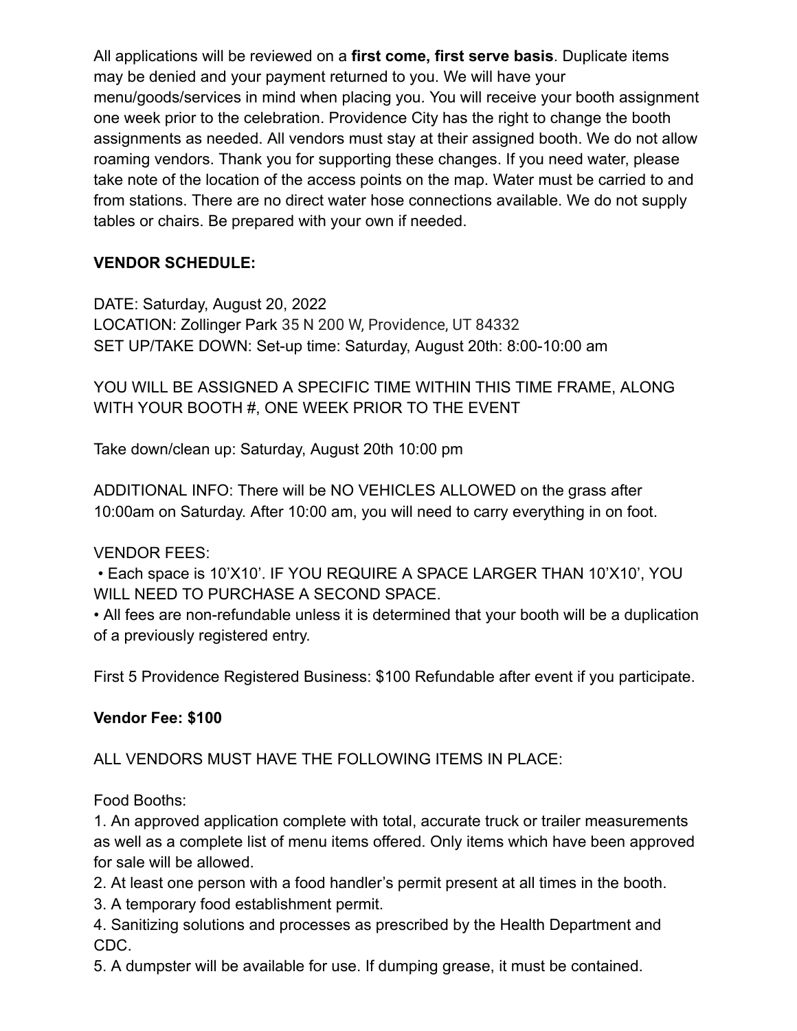All applications will be reviewed on a **first come, first serve basis**. Duplicate items may be denied and your payment returned to you. We will have your menu/goods/services in mind when placing you. You will receive your booth assignment one week prior to the celebration. Providence City has the right to change the booth assignments as needed. All vendors must stay at their assigned booth. We do not allow roaming vendors. Thank you for supporting these changes. If you need water, please take note of the location of the access points on the map. Water must be carried to and from stations. There are no direct water hose connections available. We do not supply tables or chairs. Be prepared with your own if needed.

**VENDOR SCHEDULE:**

DATE: Saturday, August 20, 2022
LOCATION: Zollinger Park 35 N 200 W, Providence, UT 84332
SET UP/TAKE DOWN: Set-up time: Saturday, August 20th: 8:00-10:00 am

YOU WILL BE ASSIGNED A SPECIFIC TIME WITHIN THIS TIME FRAME, ALONG WITH YOUR BOOTH #, ONE WEEK PRIOR TO THE EVENT

Take down/clean up: Saturday, August 20th 10:00 pm

ADDITIONAL INFO: There will be NO VEHICLES ALLOWED on the grass after 10:00am on Saturday. After 10:00 am, you will need to carry everything in on foot.

VENDOR FEES:

- Each space is 10'X10'. IF YOU REQUIRE A SPACE LARGER THAN 10'X10', YOU WILL NEED TO PURCHASE A SECOND SPACE.
- All fees are non-refundable unless it is determined that your booth will be a duplication of a previously registered entry.

First 5 Providence Registered Business: $100 Refundable after event if you participate.

**Vendor Fee: $100**

ALL VENDORS MUST HAVE THE FOLLOWING ITEMS IN PLACE:

Food Booths:

1. An approved application complete with total, accurate truck or trailer measurements as well as a complete list of menu items offered. Only items which have been approved for sale will be allowed.
2. At least one person with a food handler's permit present at all times in the booth.
3. A temporary food establishment permit.
4. Sanitizing solutions and processes as prescribed by the Health Department and CDC.
5. A dumpster will be available for use. If dumping grease, it must be contained.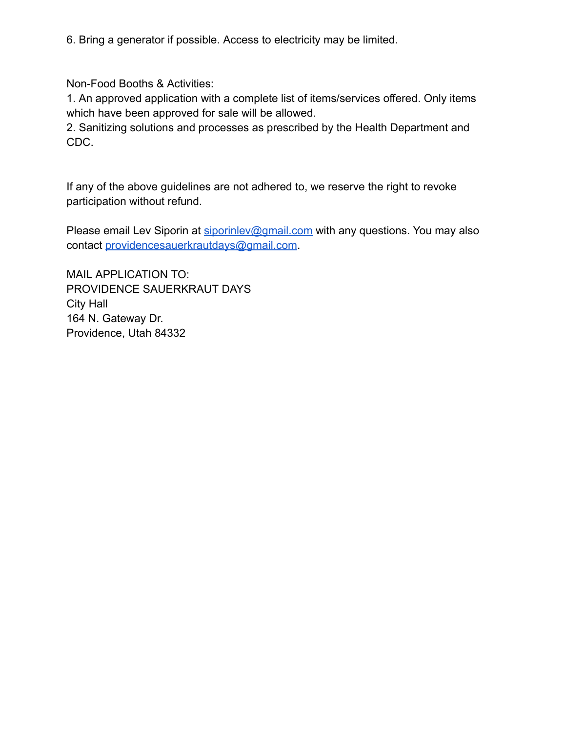6. Bring a generator if possible. Access to electricity may be limited.

Non-Food Booths & Activities:

1. An approved application with a complete list of items/services offered. Only items which have been approved for sale will be allowed.
2. Sanitizing solutions and processes as prescribed by the Health Department and CDC.

If any of the above guidelines are not adhered to, we reserve the right to revoke participation without refund.

Please email Lev Siporin at siporinlev@gmail.com with any questions. You may also contact providencesauerkrautdays@gmail.com.

MAIL APPLICATION TO:
PROVIDENCE SAUERKRAUT DAYS
City Hall
164 N. Gateway Dr.
Providence, Utah 84332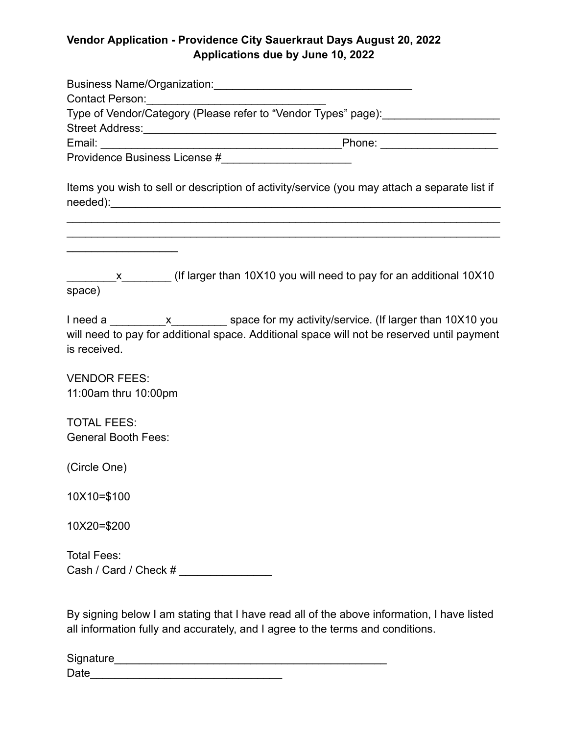**Vendor Application - Providence City Sauerkraut Days August 20, 2022**
**Applications due by June 10, 2022**

Business Name/Organization:_______________________________
Contact Person:____________________________
Type of Vendor/Category (Please refer to "Vendor Types" page):__________________
Street Address:_______________________________________________________
Email: _____________________________________Phone: __________________
Providence Business License #____________________

Items you wish to sell or description of activity/service (you may attach a separate list if needed):___________________________________________________________
_____________________________________________________________________
_____________________________________________________________________
_________________

________x________ (If larger than 10X10 you will need to pay for an additional 10X10 space)

I need a _________x_________ space for my activity/service. (If larger than 10X10 you will need to pay for additional space. Additional space will not be reserved until payment is received.

VENDOR FEES:
11:00am thru 10:00pm

TOTAL FEES:
General Booth Fees:

(Circle One)

10X10=$100

10X20=$200

Total Fees:
Cash / Card / Check # ______________

By signing below I am stating that I have read all of the above information, I have listed all information fully and accurately, and I agree to the terms and conditions.

Signature__________________________________________
Date______________________________